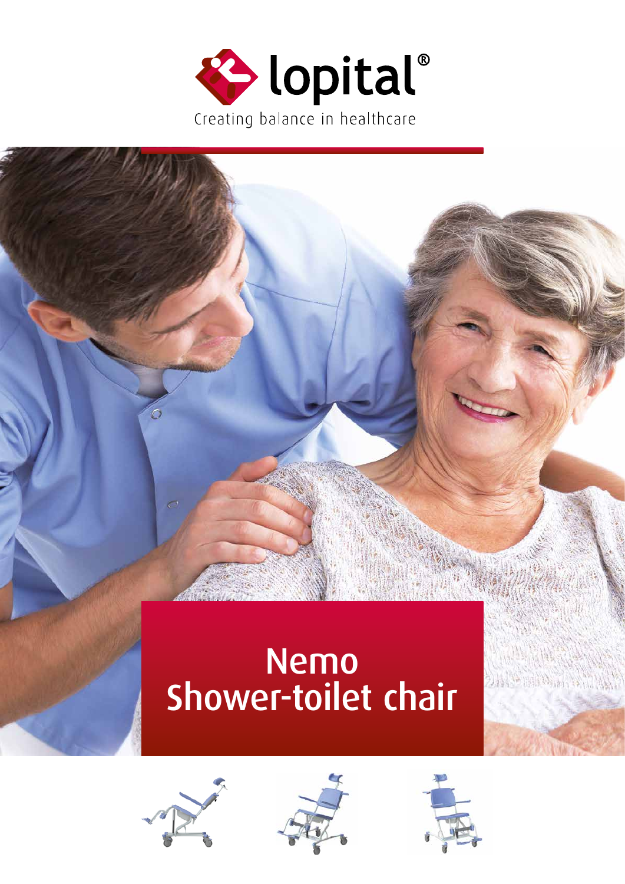lopital®

Creating balance in healthcare

# Nemo Shower-toilet chair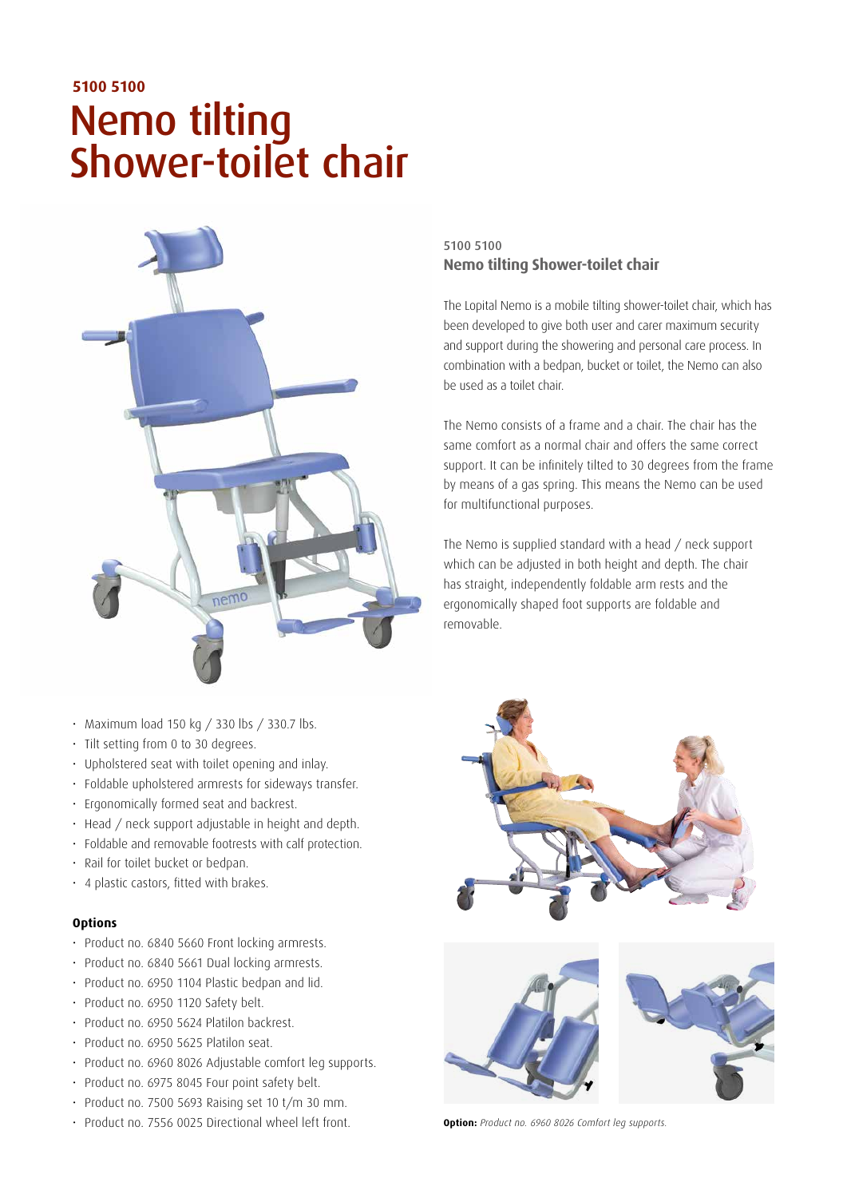**5100 5100**

# Nemo tilting Shower-toilet chair

5100 5100

## Nemo tilting Shower-toilet chair

The Lopital Nemo is a mobile tilting shower-toilet chair, which has been developed to give both user and carer maximum security and support during the showering and personal care process. In combination with a bedpan, bucket or toilet, the Nemo can also be used as a toilet chair.

The Nemo consists of a frame and a chair. The chair has the same comfort as a normal chair and offers the same correct support. It can be infinitely tilted to 30 degrees from the frame by means of a gas spring. This means the Nemo can be used for multifunctional purposes.

The Nemo is supplied standard with a head / neck support which can be adjusted in both height and depth. The chair has straight, independently foldable arm rests and the ergonomically shaped foot supports are foldable and removable.

- Maximum load 150 kg / 330 lbs / 330.7 lbs.
- Tilt setting from 0 to 30 degrees.
- Upholstered seat with toilet opening and inlay.
- Foldable upholstered armrests for sideways transfer.
- Ergonomically formed seat and backrest.
- Head / neck support adjustable in height and depth.
- Foldable and removable footrests with calf protection.
- Rail for toilet bucket or bedpan.
- 4 plastic castors, fitted with brakes.

**Options**

- Product no. 6840 5660 Front locking armrests.
- Product no. 6840 5661 Dual locking armrests.
- Product no. 6950 1104 Plastic bedpan and lid.
- Product no. 6950 1120 Safety belt.
- Product no. 6950 5624 Platilon backrest.
- Product no. 6950 5625 Platilon seat.
- Product no. 6960 8026 Adjustable comfort leg supports.
- Product no. 6975 8045 Four point safety belt.
- Product no. 7500 5693 Raising set 10 t/m 30 mm.
- Product no. 7556 0025 Directional wheel left front.

**Option:** *Product no. 6960 8026 Comfort leg supports.*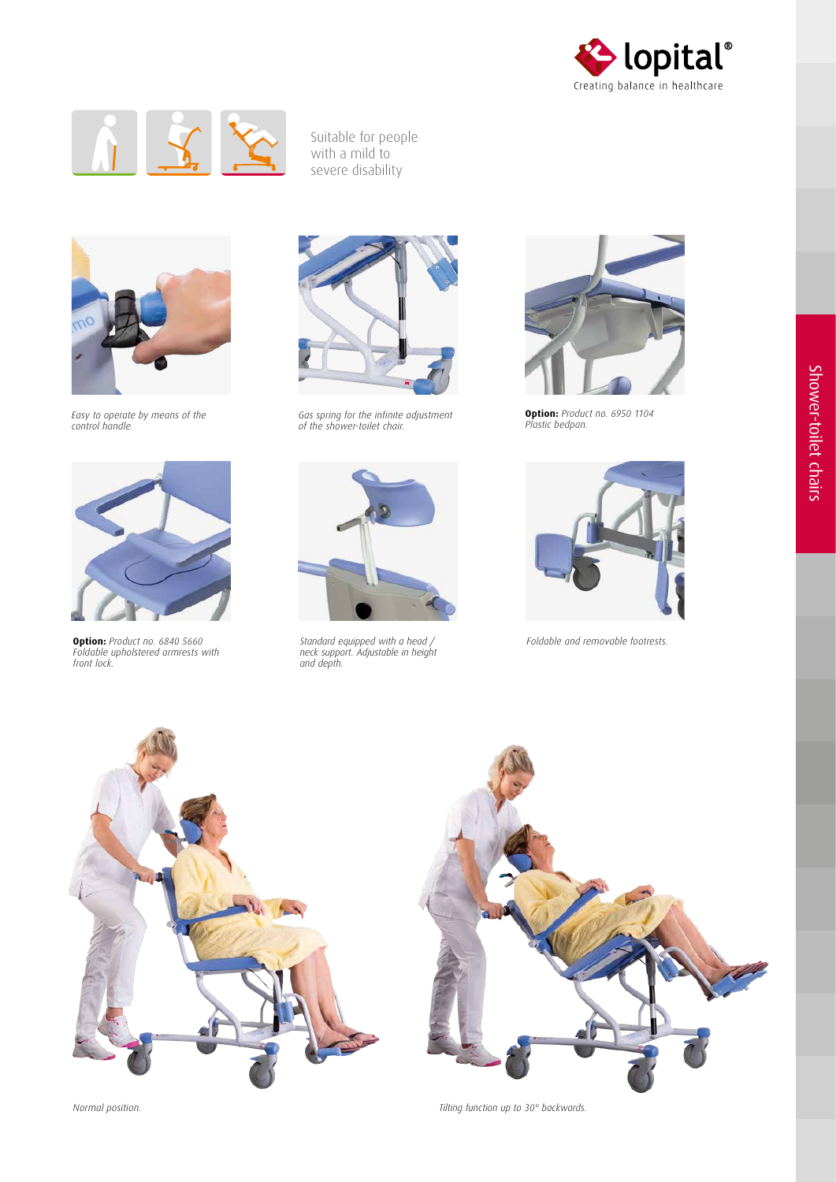Suitable for people with a mild to severe disability

*Easy to operate by means of the control handle.*

*Gas spring for the infinite adjustment of the shower-toilet chair.*

**Option:** *Product no. 6950 1104 Plastic bedpan.*

**Option:** *Product no. 6840 5660 Foldable upholstered armrests with front lock.*

*Standard equipped with a head / neck support. Adjustable in height and depth.*

*Foldable and removable footrests.*

*Normal position.*

*Tilting function up to 30° backwards.*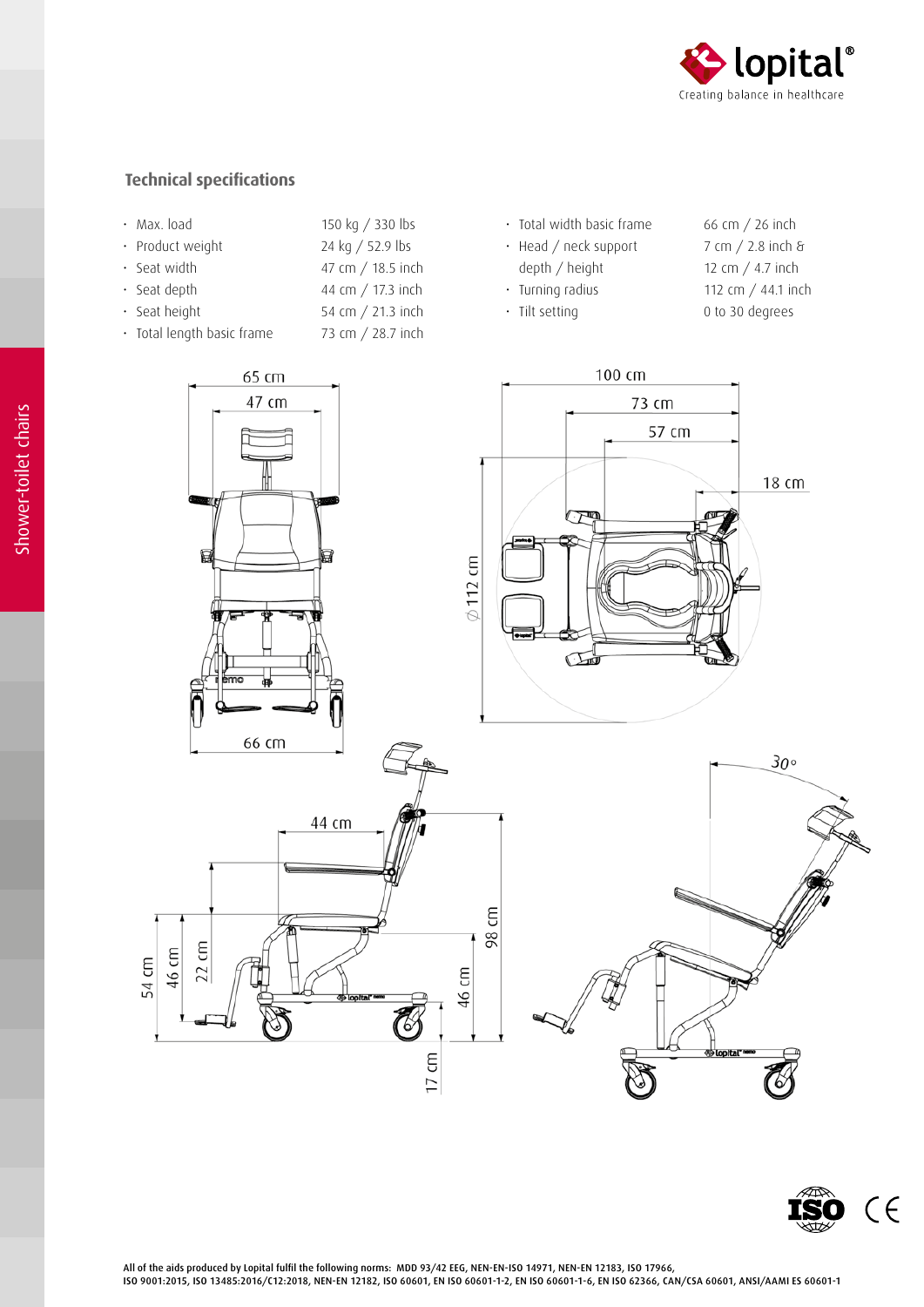## Technical specifications

- Max. load 150 kg / 330 lbs
- Product weight 24 kg / 52.9 lbs
- Seat width 47 cm / 18.5 inch
- Seat depth 44 cm / 17.3 inch
- Seat height 54 cm / 21.3 inch
- Total length basic frame 73 cm / 28.7 inch
- Total width basic frame 66 cm / 26 inch
- Head / neck support depth / height 7 cm / 2.8 inch & 12 cm / 4.7 inch
- Turning radius 112 cm / 44.1 inch
- Tilt setting 0 to 30 degrees

65 cm
47 cm
66 cm
100 cm
73 cm
57 cm
18 cm
∅ 112 cm
44 cm
54 cm
46 cm
22 cm
46 cm
98 cm
17 cm
30°

All of the aids produced by Lopital fulfil the following norms: MDD 93/42 EEG, NEN-EN-ISO 14971, NEN-EN 12183, ISO 17966, ISO 9001:2015, ISO 13485:2016/C12:2018, NEN-EN 12182, ISO 60601, EN ISO 60601-1-2, EN ISO 60601-1-6, EN ISO 62366, CAN/CSA 60601, ANSI/AAMI ES 60601-1